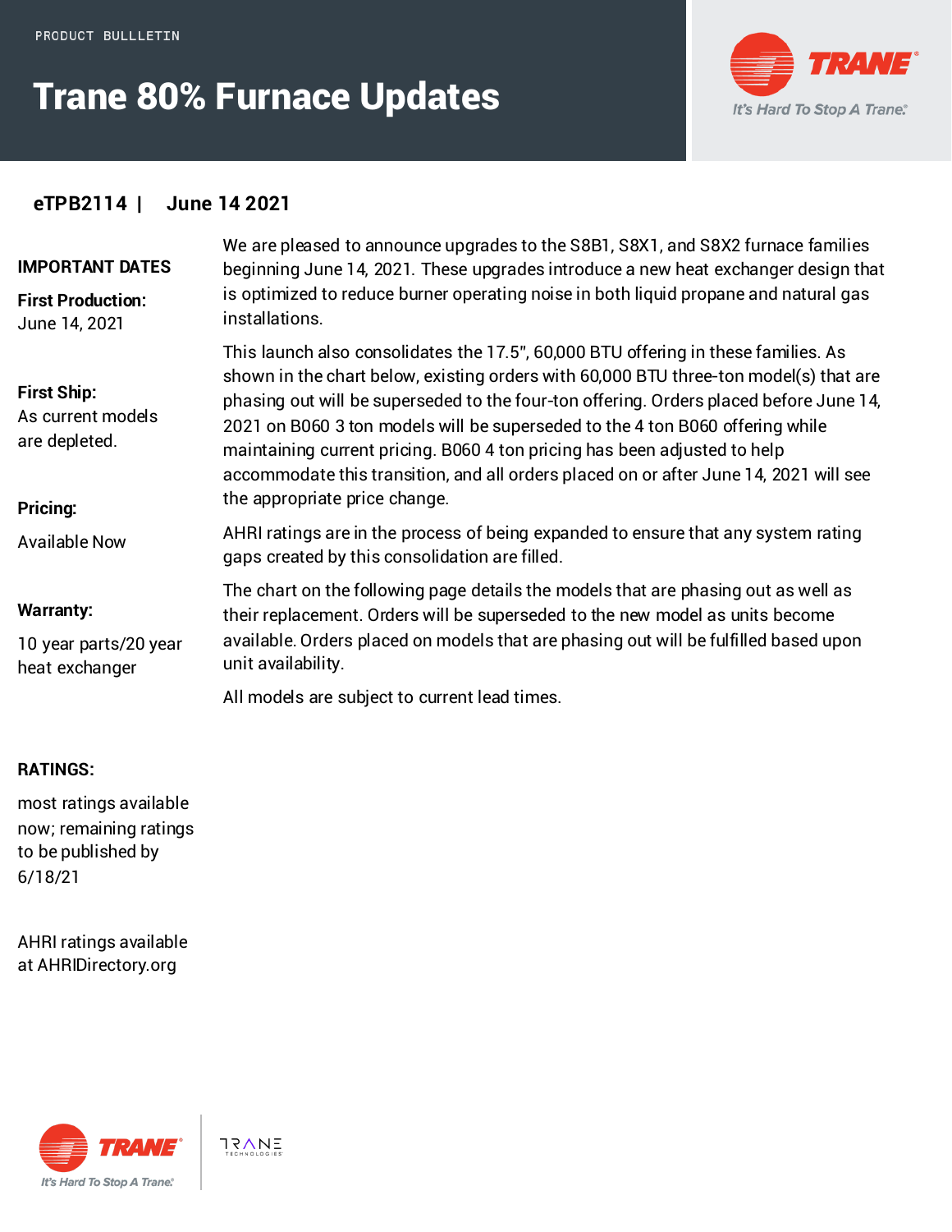PRODUCT BULLLETIN

# Trane 80% Furnace Updates

It's Hard To Stop A Trane.

**eTPB2114 | June 14 2021**

## IMPORTANT DATES

**First Production:**
June 14, 2021

**First Ship:**
As current models are depleted.

**Pricing:**

Available Now

**Warranty:**

10 year parts/20 year heat exchanger

**RATINGS:**

most ratings available now; remaining ratings to be published by 6/18/21

AHRI ratings available at AHRIDirectory.org

We are pleased to announce upgrades to the S8B1, S8X1, and S8X2 furnace families beginning June 14, 2021. These upgrades introduce a new heat exchanger design that is optimized to reduce burner operating noise in both liquid propane and natural gas installations.

This launch also consolidates the 17.5", 60,000 BTU offering in these families. As shown in the chart below, existing orders with 60,000 BTU three-ton model(s) that are phasing out will be superseded to the four-ton offering. Orders placed before June 14, 2021 on B060 3 ton models will be superseded to the 4 ton B060 offering while maintaining current pricing. B060 4 ton pricing has been adjusted to help accommodate this transition, and all orders placed on or after June 14, 2021 will see the appropriate price change.

AHRI ratings are in the process of being expanded to ensure that any system rating gaps created by this consolidation are filled.

The chart on the following page details the models that are phasing out as well as their replacement. Orders will be superseded to the new model as units become available. Orders placed on models that are phasing out will be fulfilled based upon unit availability.

All models are subject to current lead times.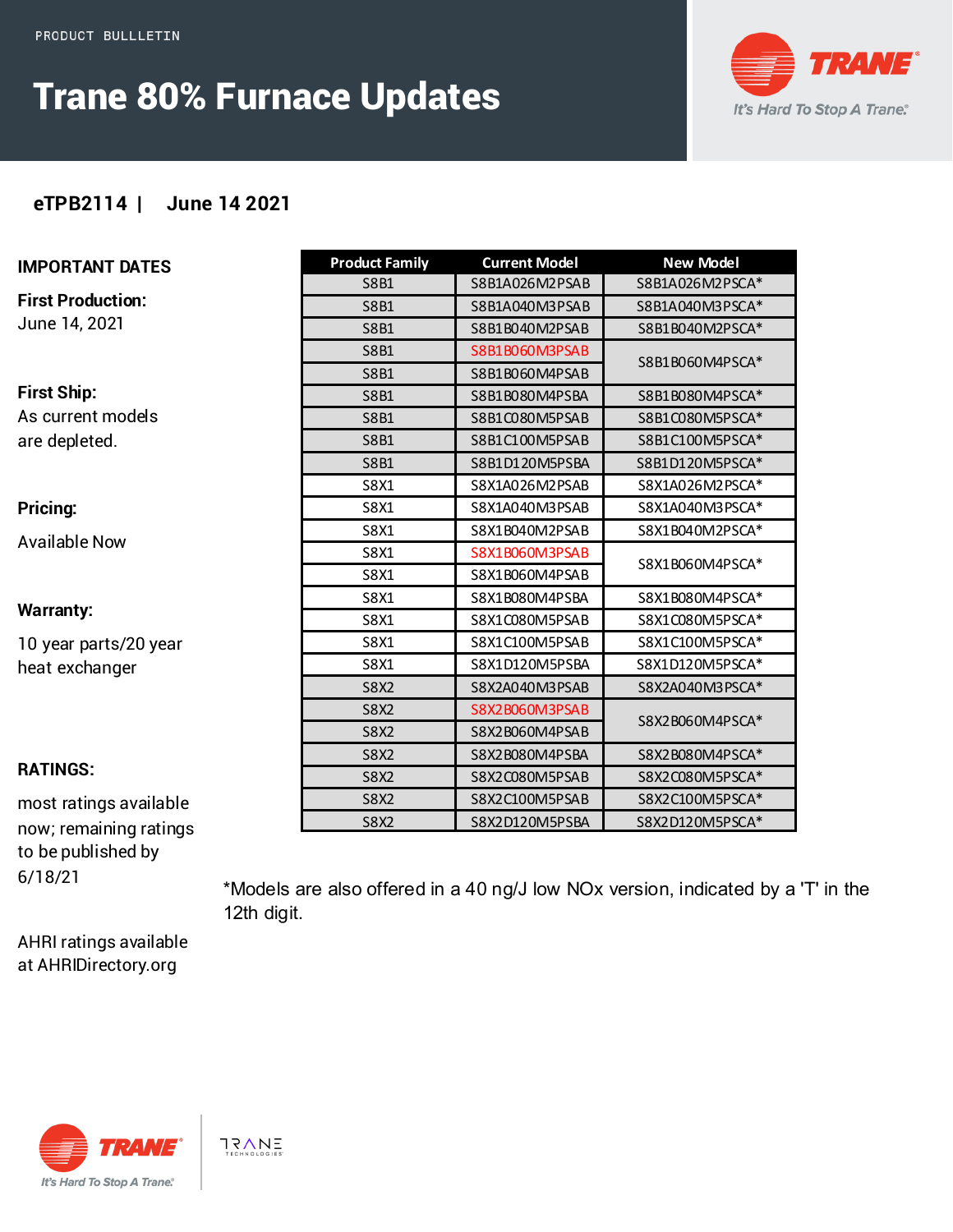PRODUCT BULLLETIN

# Trane 80% Furnace Updates

TRANE
It's Hard To Stop A Trane.

**eTPB2114 | June 14 2021**

## IMPORTANT DATES

**First Production:**
June 14, 2021

**First Ship:**
As current models are depleted.

**Pricing:**

Available Now

**Warranty:**

10 year parts/20 year heat exchanger

**RATINGS:**

most ratings available now; remaining ratings to be published by 6/18/21

AHRI ratings available at AHRIDirectory.org

| Product Family | Current Model | New Model |
|---|---|---|
| S8B1 | S8B1A026M2PSAB | S8B1A026M2PSCA* |
| S8B1 | S8B1A040M3PSAB | S8B1A040M3PSCA* |
| S8B1 | S8B1B040M2PSAB | S8B1B040M2PSCA* |
| S8B1 | S8B1B060M3PSAB | S8B1B060M4PSCA* |
| S8B1 | S8B1B060M4PSAB | |
| S8B1 | S8B1B080M4PSBA | S8B1B080M4PSCA* |
| S8B1 | S8B1C080M5PSAB | S8B1C080M5PSCA* |
| S8B1 | S8B1C100M5PSAB | S8B1C100M5PSCA* |
| S8B1 | S8B1D120M5PSBA | S8B1D120M5PSCA* |
| S8X1 | S8X1A026M2PSAB | S8X1A026M2PSCA* |
| S8X1 | S8X1A040M3PSAB | S8X1A040M3PSCA* |
| S8X1 | S8X1B040M2PSAB | S8X1B040M2PSCA* |
| S8X1 | S8X1B060M3PSAB | S8X1B060M4PSCA* |
| S8X1 | S8X1B060M4PSAB | |
| S8X1 | S8X1B080M4PSBA | S8X1B080M4PSCA* |
| S8X1 | S8X1C080M5PSAB | S8X1C080M5PSCA* |
| S8X1 | S8X1C100M5PSAB | S8X1C100M5PSCA* |
| S8X1 | S8X1D120M5PSBA | S8X1D120M5PSCA* |
| S8X2 | S8X2A040M3PSAB | S8X2A040M3PSCA* |
| S8X2 | S8X2B060M3PSAB | S8X2B060M4PSCA* |
| S8X2 | S8X2B060M4PSAB | |
| S8X2 | S8X2B080M4PSBA | S8X2B080M4PSCA* |
| S8X2 | S8X2C080M5PSAB | S8X2C080M5PSCA* |
| S8X2 | S8X2C100M5PSAB | S8X2C100M5PSCA* |
| S8X2 | S8X2D120M5PSBA | S8X2D120M5PSCA* |

*Models are also offered in a 40 ng/J low NOx version, indicated by a 'T' in the 12th digit.

TRANE
It's Hard To Stop A Trane.

TRANE TECHNOLOGIES